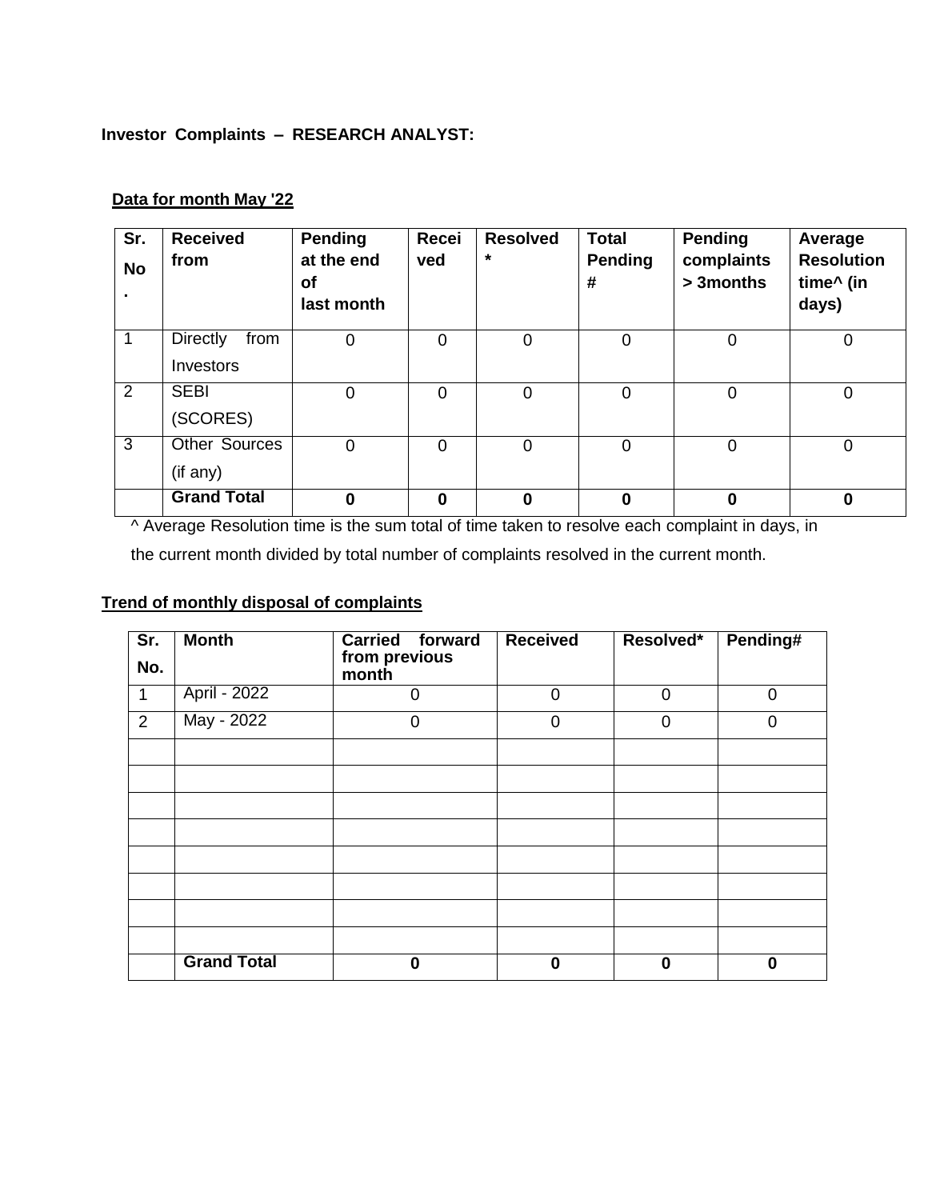**Investor Complaints – RESEARCH ANALYST:**

**Data for month May '22**

| Sr. No. | Received from | Pending at the end of last month | Received | Resolved * | Total Pending # | Pending complaints > 3months | Average Resolution time^ (in days) |
|---|---|---|---|---|---|---|---|
| 1 | Directly from Investors | 0 | 0 | 0 | 0 | 0 | 0 |
| 2 | SEBI (SCORES) | 0 | 0 | 0 | 0 | 0 | 0 |
| 3 | Other Sources (if any) | 0 | 0 | 0 | 0 | 0 | 0 |
| | **Grand Total** | **0** | **0** | **0** | **0** | **0** | **0** |

^ Average Resolution time is the sum total of time taken to resolve each complaint in days, in the current month divided by total number of complaints resolved in the current month.

**Trend of monthly disposal of complaints**

| Sr. No. | Month | Carried forward from previous month | Received | Resolved* | Pending# |
|---|---|---|---|---|---|
| 1 | April - 2022 | 0 | 0 | 0 | 0 |
| 2 | May - 2022 | 0 | 0 | 0 | 0 |
| | | | | | |
| | | | | | |
| | | | | | |
| | | | | | |
| | | | | | |
| | | | | | |
| | | | | | |
| | | | | | |
| | **Grand Total** | **0** | **0** | **0** | **0** |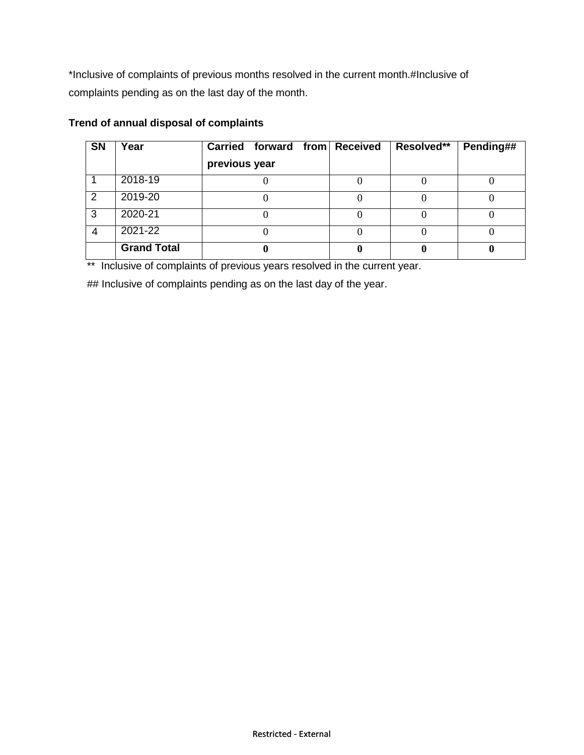*Inclusive of complaints of previous months resolved in the current month.#Inclusive of complaints pending as on the last day of the month.

**Trend of annual disposal of complaints**

| SN | Year | Carried forward from previous year | Received | Resolved** | Pending## |
|---|---|---|---|---|---|
| 1 | 2018-19 | 0 | 0 | 0 | 0 |
| 2 | 2019-20 | 0 | 0 | 0 | 0 |
| 3 | 2020-21 | 0 | 0 | 0 | 0 |
| 4 | 2021-22 | 0 | 0 | 0 | 0 |
| | **Grand Total** | **0** | **0** | **0** | **0** |

** Inclusive of complaints of previous years resolved in the current year.

## Inclusive of complaints pending as on the last day of the year.

Restricted - External